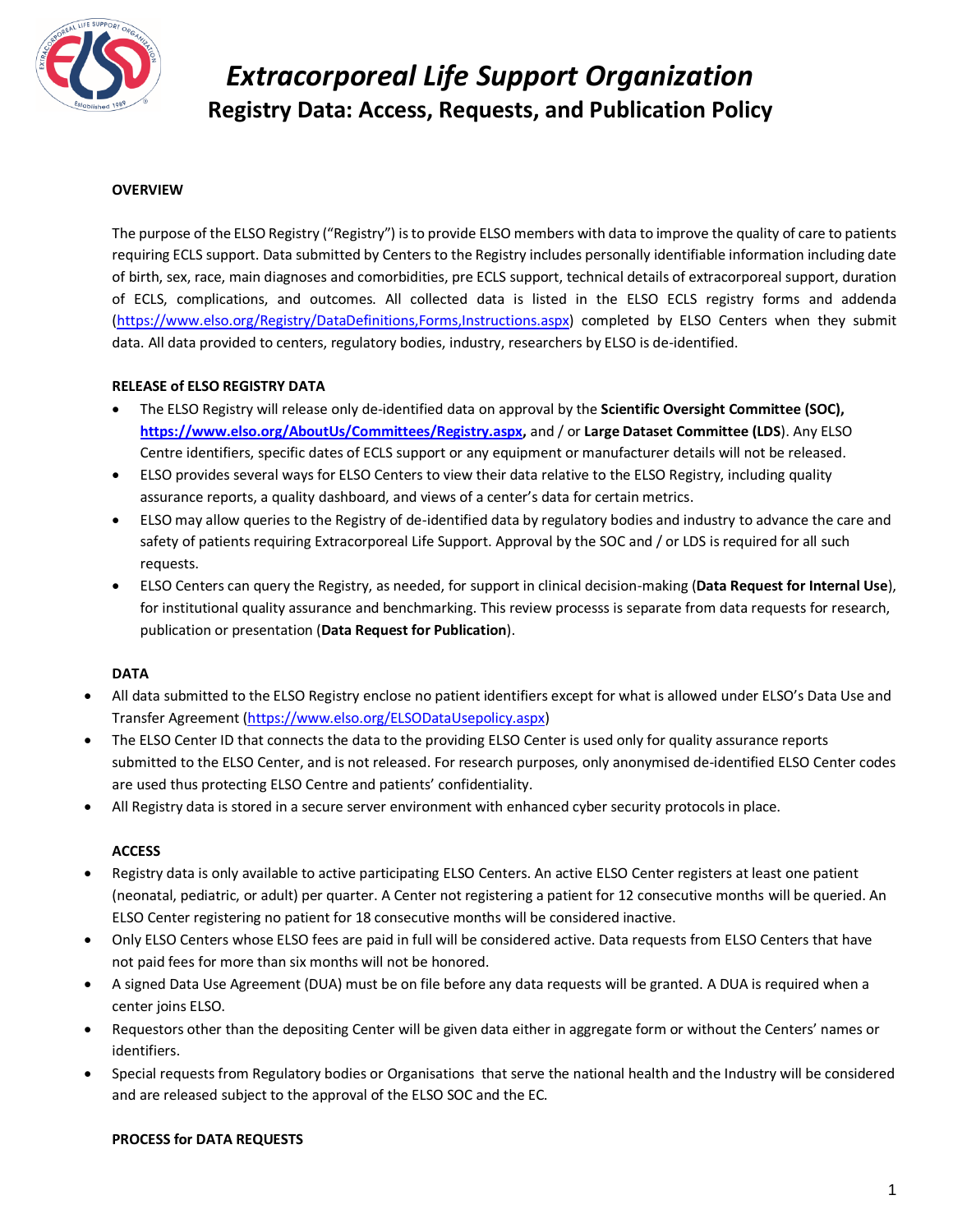# *Extracorporeal Life Support Organization*

## Registry Data: Access, Requests, and Publication Policy

**OVERVIEW**

The purpose of the ELSO Registry ("Registry") is to provide ELSO members with data to improve the quality of care to patients requiring ECLS support. Data submitted by Centers to the Registry includes personally identifiable information including date of birth, sex, race, main diagnoses and comorbidities, pre ECLS support, technical details of extracorporeal support, duration of ECLS, complications, and outcomes. All collected data is listed in the ELSO ECLS registry forms and addenda (https://www.elso.org/Registry/DataDefinitions,Forms,Instructions.aspx) completed by ELSO Centers when they submit data. All data provided to centers, regulatory bodies, industry, researchers by ELSO is de-identified.

**RELEASE of ELSO REGISTRY DATA**

- The ELSO Registry will release only de-identified data on approval by the **Scientific Oversight Committee (SOC), https://www.elso.org/AboutUs/Committees/Registry.aspx,** and / or **Large Dataset Committee (LDS**). Any ELSO Centre identifiers, specific dates of ECLS support or any equipment or manufacturer details will not be released.
- ELSO provides several ways for ELSO Centers to view their data relative to the ELSO Registry, including quality assurance reports, a quality dashboard, and views of a center's data for certain metrics.
- ELSO may allow queries to the Registry of de-identified data by regulatory bodies and industry to advance the care and safety of patients requiring Extracorporeal Life Support. Approval by the SOC and / or LDS is required for all such requests.
- ELSO Centers can query the Registry, as needed, for support in clinical decision-making (**Data Request for Internal Use**), for institutional quality assurance and benchmarking. This review processs is separate from data requests for research, publication or presentation (**Data Request for Publication**).

**DATA**

- All data submitted to the ELSO Registry enclose no patient identifiers except for what is allowed under ELSO's Data Use and Transfer Agreement (https://www.elso.org/ELSODataUsepolicy.aspx)
- The ELSO Center ID that connects the data to the providing ELSO Center is used only for quality assurance reports submitted to the ELSO Center, and is not released. For research purposes, only anonymised de-identified ELSO Center codes are used thus protecting ELSO Centre and patients' confidentiality.
- All Registry data is stored in a secure server environment with enhanced cyber security protocols in place.

**ACCESS**

- Registry data is only available to active participating ELSO Centers. An active ELSO Center registers at least one patient (neonatal, pediatric, or adult) per quarter. A Center not registering a patient for 12 consecutive months will be queried. An ELSO Center registering no patient for 18 consecutive months will be considered inactive.
- Only ELSO Centers whose ELSO fees are paid in full will be considered active. Data requests from ELSO Centers that have not paid fees for more than six months will not be honored.
- A signed Data Use Agreement (DUA) must be on file before any data requests will be granted. A DUA is required when a center joins ELSO.
- Requestors other than the depositing Center will be given data either in aggregate form or without the Centers' names or identifiers.
- Special requests from Regulatory bodies or Organisations that serve the national health and the Industry will be considered and are released subject to the approval of the ELSO SOC and the EC.

**PROCESS for DATA REQUESTS**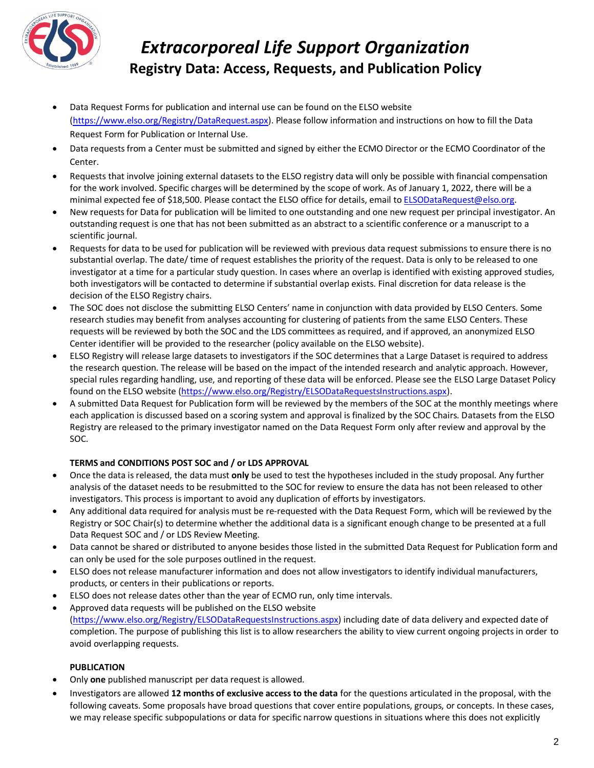- Data Request Forms for publication and internal use can be found on the ELSO website (https://www.elso.org/Registry/DataRequest.aspx). Please follow information and instructions on how to fill the Data Request Form for Publication or Internal Use.
- Data requests from a Center must be submitted and signed by either the ECMO Director or the ECMO Coordinator of the Center.
- Requests that involve joining external datasets to the ELSO registry data will only be possible with financial compensation for the work involved. Specific charges will be determined by the scope of work. As of January 1, 2022, there will be a minimal expected fee of $18,500. Please contact the ELSO office for details, email to ELSODataRequest@elso.org.
- New requests for Data for publication will be limited to one outstanding and one new request per principal investigator. An outstanding request is one that has not been submitted as an abstract to a scientific conference or a manuscript to a scientific journal.
- Requests for data to be used for publication will be reviewed with previous data request submissions to ensure there is no substantial overlap. The date/ time of request establishes the priority of the request. Data is only to be released to one investigator at a time for a particular study question. In cases where an overlap is identified with existing approved studies, both investigators will be contacted to determine if substantial overlap exists. Final discretion for data release is the decision of the ELSO Registry chairs.
- The SOC does not disclose the submitting ELSO Centers' name in conjunction with data provided by ELSO Centers. Some research studies may benefit from analyses accounting for clustering of patients from the same ELSO Centers. These requests will be reviewed by both the SOC and the LDS committees as required, and if approved, an anonymized ELSO Center identifier will be provided to the researcher (policy available on the ELSO website).
- ELSO Registry will release large datasets to investigators if the SOC determines that a Large Dataset is required to address the research question. The release will be based on the impact of the intended research and analytic approach. However, special rules regarding handling, use, and reporting of these data will be enforced. Please see the ELSO Large Dataset Policy found on the ELSO website (https://www.elso.org/Registry/ELSODataRequestsInstructions.aspx).
- A submitted Data Request for Publication form will be reviewed by the members of the SOC at the monthly meetings where each application is discussed based on a scoring system and approval is finalized by the SOC Chairs. Datasets from the ELSO Registry are released to the primary investigator named on the Data Request Form only after review and approval by the SOC.

**TERMS and CONDITIONS POST SOC and / or LDS APPROVAL**

- Once the data is released, the data must **only** be used to test the hypotheses included in the study proposal. Any further analysis of the dataset needs to be resubmitted to the SOC for review to ensure the data has not been released to other investigators. This process is important to avoid any duplication of efforts by investigators.
- Any additional data required for analysis must be re-requested with the Data Request Form, which will be reviewed by the Registry or SOC Chair(s) to determine whether the additional data is a significant enough change to be presented at a full Data Request SOC and / or LDS Review Meeting.
- Data cannot be shared or distributed to anyone besides those listed in the submitted Data Request for Publication form and can only be used for the sole purposes outlined in the request.
- ELSO does not release manufacturer information and does not allow investigators to identify individual manufacturers, products, or centers in their publications or reports.
- ELSO does not release dates other than the year of ECMO run, only time intervals.
- Approved data requests will be published on the ELSO website (https://www.elso.org/Registry/ELSODataRequestsInstructions.aspx) including date of data delivery and expected date of completion. The purpose of publishing this list is to allow researchers the ability to view current ongoing projects in order to avoid overlapping requests.

**PUBLICATION**

- Only **one** published manuscript per data request is allowed.
- Investigators are allowed **12 months of exclusive access to the data** for the questions articulated in the proposal, with the following caveats. Some proposals have broad questions that cover entire populations, groups, or concepts. In these cases, we may release specific subpopulations or data for specific narrow questions in situations where this does not explicitly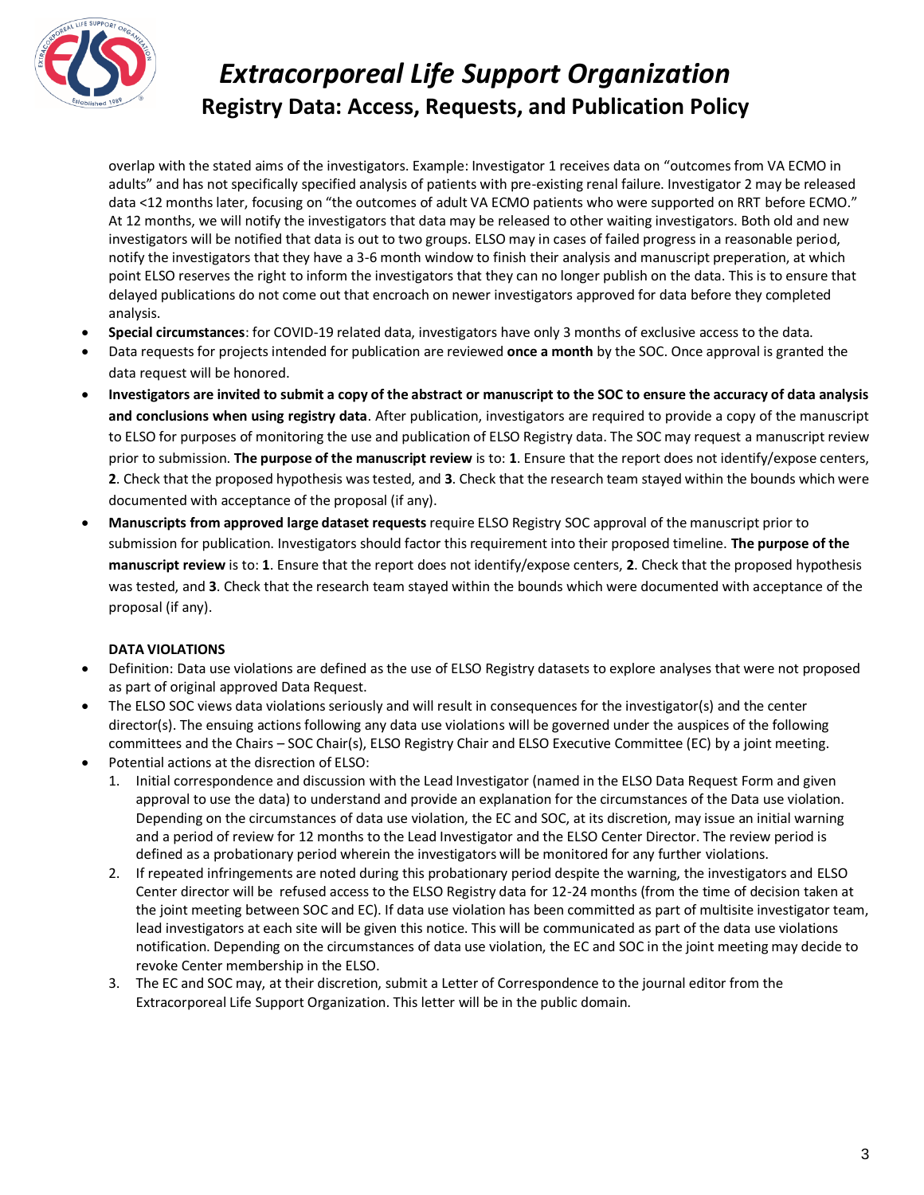overlap with the stated aims of the investigators. Example: Investigator 1 receives data on "outcomes from VA ECMO in adults" and has not specifically specified analysis of patients with pre-existing renal failure. Investigator 2 may be released data <12 months later, focusing on "the outcomes of adult VA ECMO patients who were supported on RRT before ECMO." At 12 months, we will notify the investigators that data may be released to other waiting investigators. Both old and new investigators will be notified that data is out to two groups. ELSO may in cases of failed progress in a reasonable period, notify the investigators that they have a 3-6 month window to finish their analysis and manuscript preperation, at which point ELSO reserves the right to inform the investigators that they can no longer publish on the data. This is to ensure that delayed publications do not come out that encroach on newer investigators approved for data before they completed analysis.

- **Special circumstances**: for COVID-19 related data, investigators have only 3 months of exclusive access to the data.
- Data requests for projects intended for publication are reviewed **once a month** by the SOC. Once approval is granted the data request will be honored.
- **Investigators are invited to submit a copy of the abstract or manuscript to the SOC to ensure the accuracy of data analysis and conclusions when using registry data**. After publication, investigators are required to provide a copy of the manuscript to ELSO for purposes of monitoring the use and publication of ELSO Registry data. The SOC may request a manuscript review prior to submission. **The purpose of the manuscript review** is to: **1**. Ensure that the report does not identify/expose centers, **2**. Check that the proposed hypothesis was tested, and **3**. Check that the research team stayed within the bounds which were documented with acceptance of the proposal (if any).
- **Manuscripts from approved large dataset requests** require ELSO Registry SOC approval of the manuscript prior to submission for publication. Investigators should factor this requirement into their proposed timeline. **The purpose of the manuscript review** is to: **1**. Ensure that the report does not identify/expose centers, **2**. Check that the proposed hypothesis was tested, and **3**. Check that the research team stayed within the bounds which were documented with acceptance of the proposal (if any).

**DATA VIOLATIONS**

- Definition: Data use violations are defined as the use of ELSO Registry datasets to explore analyses that were not proposed as part of original approved Data Request.
- The ELSO SOC views data violations seriously and will result in consequences for the investigator(s) and the center director(s). The ensuing actions following any data use violations will be governed under the auspices of the following committees and the Chairs – SOC Chair(s), ELSO Registry Chair and ELSO Executive Committee (EC) by a joint meeting.
- Potential actions at the disrection of ELSO:
  1. Initial correspondence and discussion with the Lead Investigator (named in the ELSO Data Request Form and given approval to use the data) to understand and provide an explanation for the circumstances of the Data use violation. Depending on the circumstances of data use violation, the EC and SOC, at its discretion, may issue an initial warning and a period of review for 12 months to the Lead Investigator and the ELSO Center Director. The review period is defined as a probationary period wherein the investigators will be monitored for any further violations.
  2. If repeated infringements are noted during this probationary period despite the warning, the investigators and ELSO Center director will be refused access to the ELSO Registry data for 12-24 months (from the time of decision taken at the joint meeting between SOC and EC). If data use violation has been committed as part of multisite investigator team, lead investigators at each site will be given this notice. This will be communicated as part of the data use violations notification. Depending on the circumstances of data use violation, the EC and SOC in the joint meeting may decide to revoke Center membership in the ELSO.
  3. The EC and SOC may, at their discretion, submit a Letter of Correspondence to the journal editor from the Extracorporeal Life Support Organization. This letter will be in the public domain.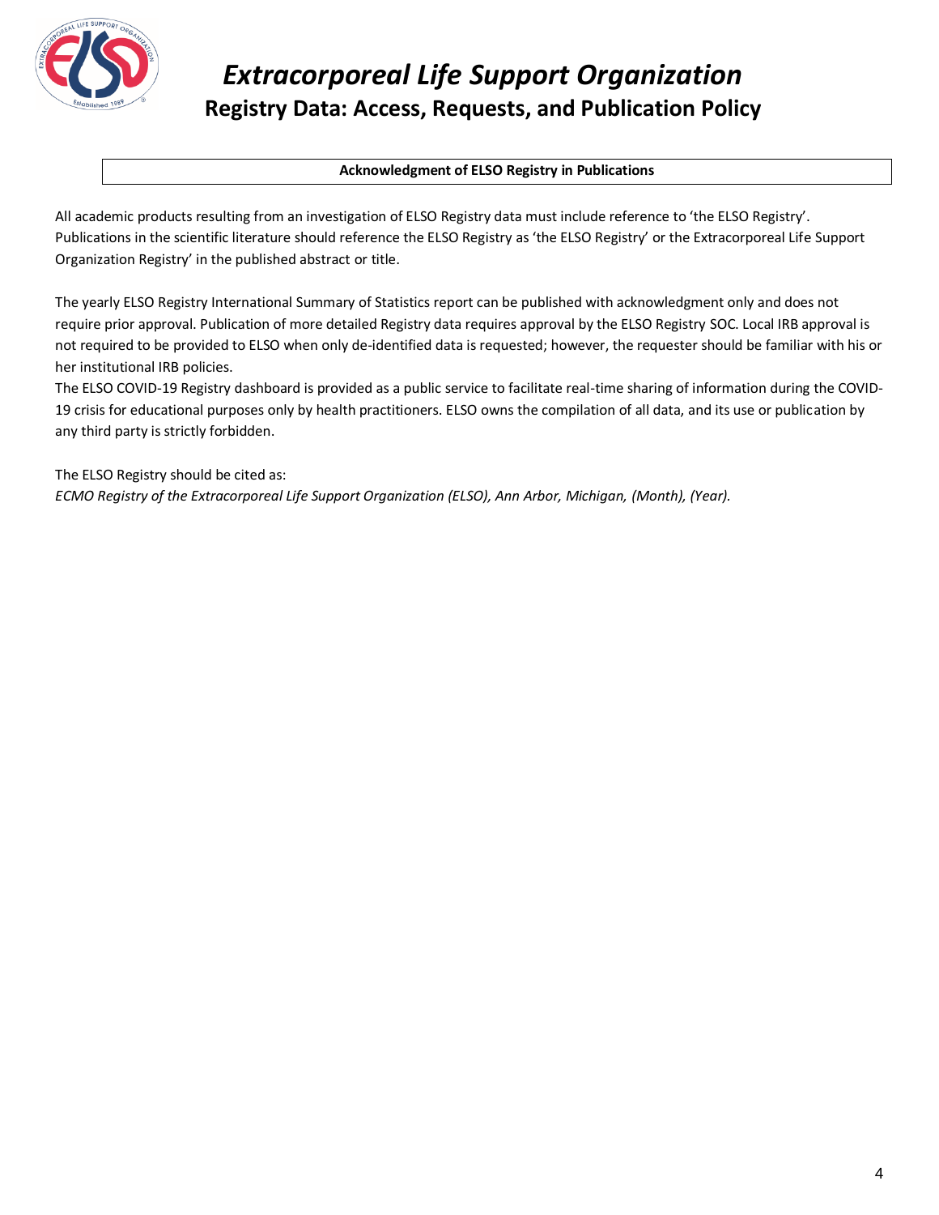# Extracorporeal Life Support Organization

## Registry Data: Access, Requests, and Publication Policy

**Acknowledgment of ELSO Registry in Publications**

All academic products resulting from an investigation of ELSO Registry data must include reference to 'the ELSO Registry'. Publications in the scientific literature should reference the ELSO Registry as 'the ELSO Registry' or the Extracorporeal Life Support Organization Registry' in the published abstract or title.

The yearly ELSO Registry International Summary of Statistics report can be published with acknowledgment only and does not require prior approval. Publication of more detailed Registry data requires approval by the ELSO Registry SOC. Local IRB approval is not required to be provided to ELSO when only de-identified data is requested; however, the requester should be familiar with his or her institutional IRB policies.

The ELSO COVID-19 Registry dashboard is provided as a public service to facilitate real-time sharing of information during the COVID-19 crisis for educational purposes only by health practitioners. ELSO owns the compilation of all data, and its use or publication by any third party is strictly forbidden.

The ELSO Registry should be cited as:
*ECMO Registry of the Extracorporeal Life Support Organization (ELSO), Ann Arbor, Michigan, (Month), (Year).*